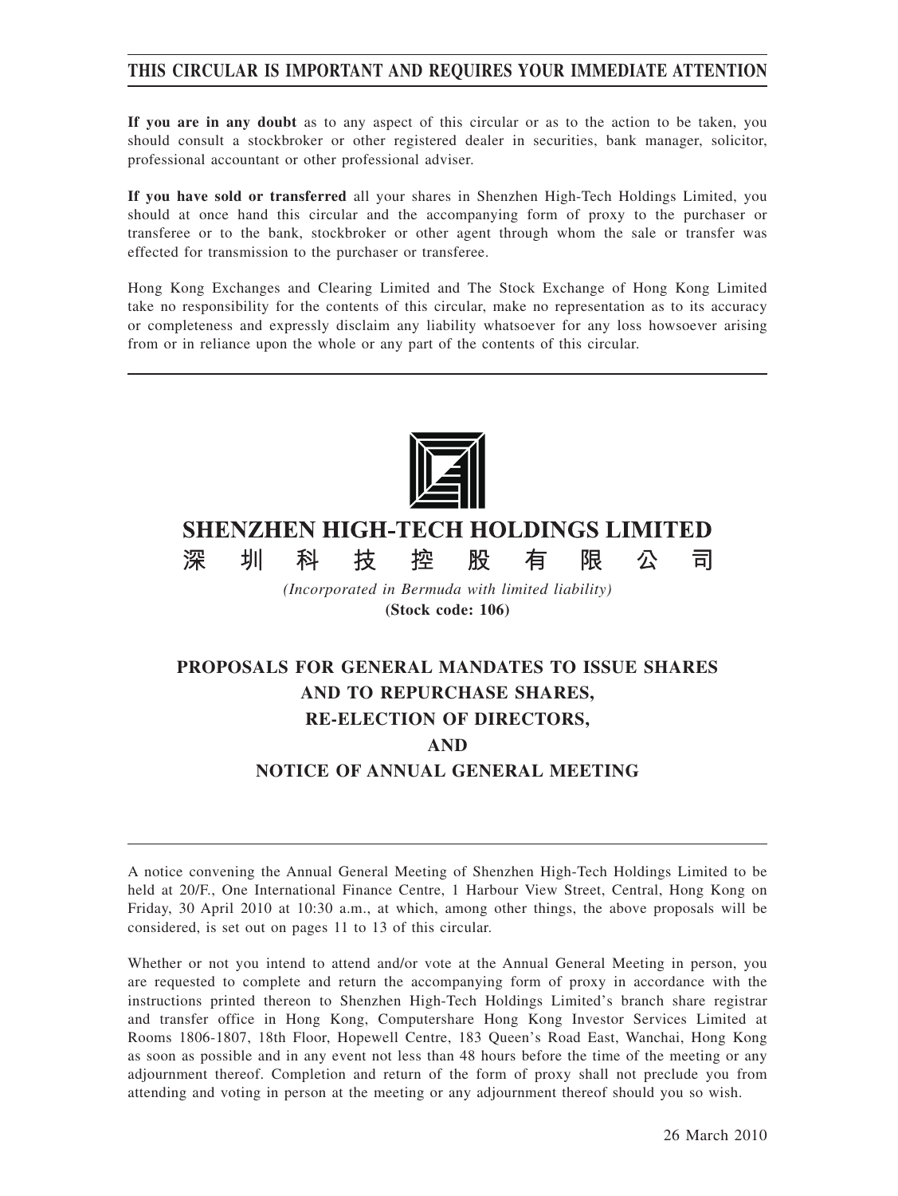**THIS CIRCULAR IS IMPORTANT AND REQUIRES YOUR IMMEDIATE ATTENTION**

**If you are in any doubt** as to any aspect of this circular or as to the action to be taken, you should consult a stockbroker or other registered dealer in securities, bank manager, solicitor, professional accountant or other professional adviser.

**If you have sold or transferred** all your shares in Shenzhen High-Tech Holdings Limited, you should at once hand this circular and the accompanying form of proxy to the purchaser or transferee or to the bank, stockbroker or other agent through whom the sale or transfer was effected for transmission to the purchaser or transferee.

Hong Kong Exchanges and Clearing Limited and The Stock Exchange of Hong Kong Limited take no responsibility for the contents of this circular, make no representation as to its accuracy or completeness and expressly disclaim any liability whatsoever for any loss howsoever arising from or in reliance upon the whole or any part of the contents of this circular.

# SHENZHEN HIGH-TECH HOLDINGS LIMITED

# 深 圳 科 技 控 股 有 限 公 司

*(Incorporated in Bermuda with limited liability)*

**(Stock code: 106)**

## PROPOSALS FOR GENERAL MANDATES TO ISSUE SHARES AND TO REPURCHASE SHARES, RE-ELECTION OF DIRECTORS, AND NOTICE OF ANNUAL GENERAL MEETING

A notice convening the Annual General Meeting of Shenzhen High-Tech Holdings Limited to be held at 20/F., One International Finance Centre, 1 Harbour View Street, Central, Hong Kong on Friday, 30 April 2010 at 10:30 a.m., at which, among other things, the above proposals will be considered, is set out on pages 11 to 13 of this circular.

Whether or not you intend to attend and/or vote at the Annual General Meeting in person, you are requested to complete and return the accompanying form of proxy in accordance with the instructions printed thereon to Shenzhen High-Tech Holdings Limited's branch share registrar and transfer office in Hong Kong, Computershare Hong Kong Investor Services Limited at Rooms 1806-1807, 18th Floor, Hopewell Centre, 183 Queen's Road East, Wanchai, Hong Kong as soon as possible and in any event not less than 48 hours before the time of the meeting or any adjournment thereof. Completion and return of the form of proxy shall not preclude you from attending and voting in person at the meeting or any adjournment thereof should you so wish.

26 March 2010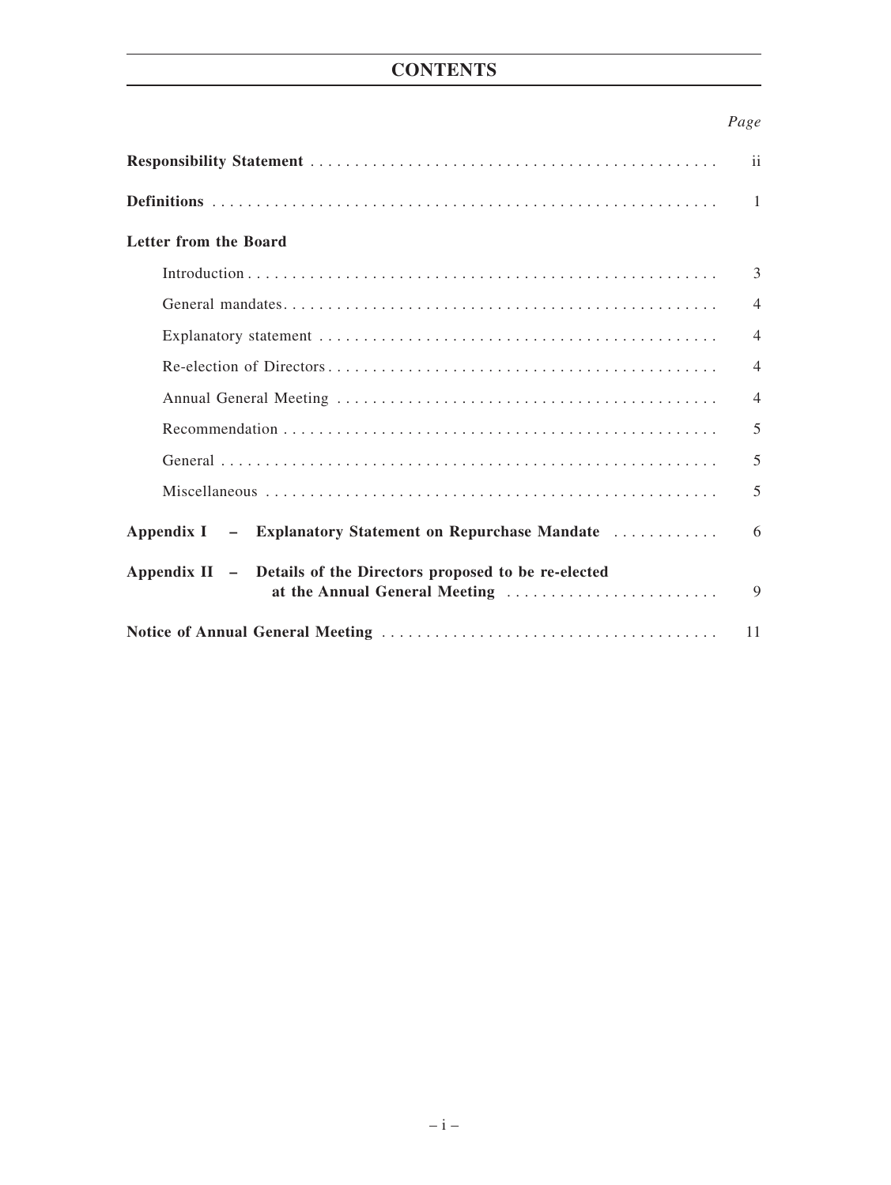# CONTENTS

| | *Page* |
|---|---|
| **Responsibility Statement** | ii |
| **Definitions** | 1 |
| **Letter from the Board** | |
| Introduction | 3 |
| General mandates | 4 |
| Explanatory statement | 4 |
| Re-election of Directors | 4 |
| Annual General Meeting | 4 |
| Recommendation | 5 |
| General | 5 |
| Miscellaneous | 5 |
| **Appendix I – Explanatory Statement on Repurchase Mandate** | 6 |
| **Appendix II – Details of the Directors proposed to be re-elected at the Annual General Meeting** | 9 |
| **Notice of Annual General Meeting** | 11 |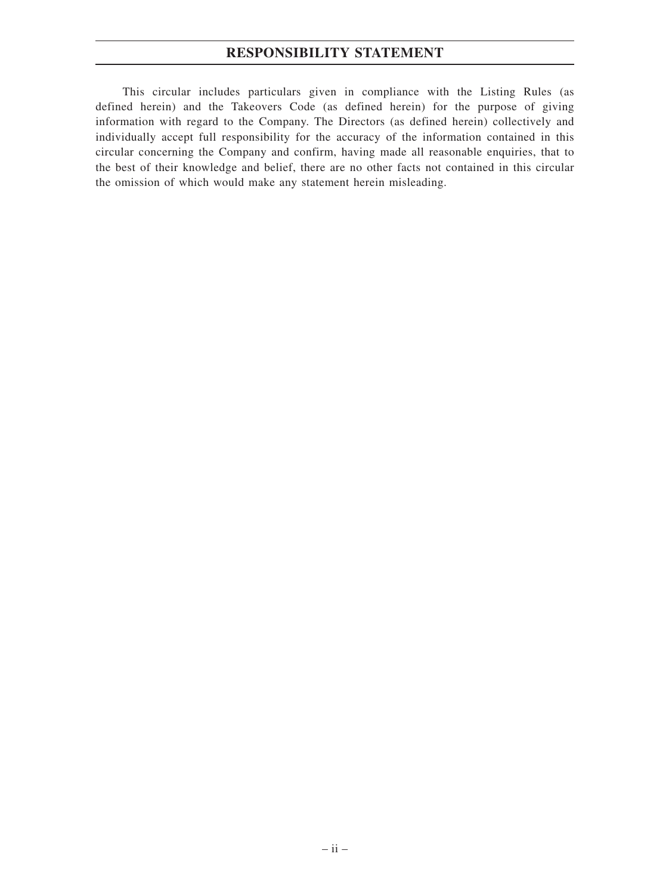# RESPONSIBILITY STATEMENT

This circular includes particulars given in compliance with the Listing Rules (as defined herein) and the Takeovers Code (as defined herein) for the purpose of giving information with regard to the Company. The Directors (as defined herein) collectively and individually accept full responsibility for the accuracy of the information contained in this circular concerning the Company and confirm, having made all reasonable enquiries, that to the best of their knowledge and belief, there are no other facts not contained in this circular the omission of which would make any statement herein misleading.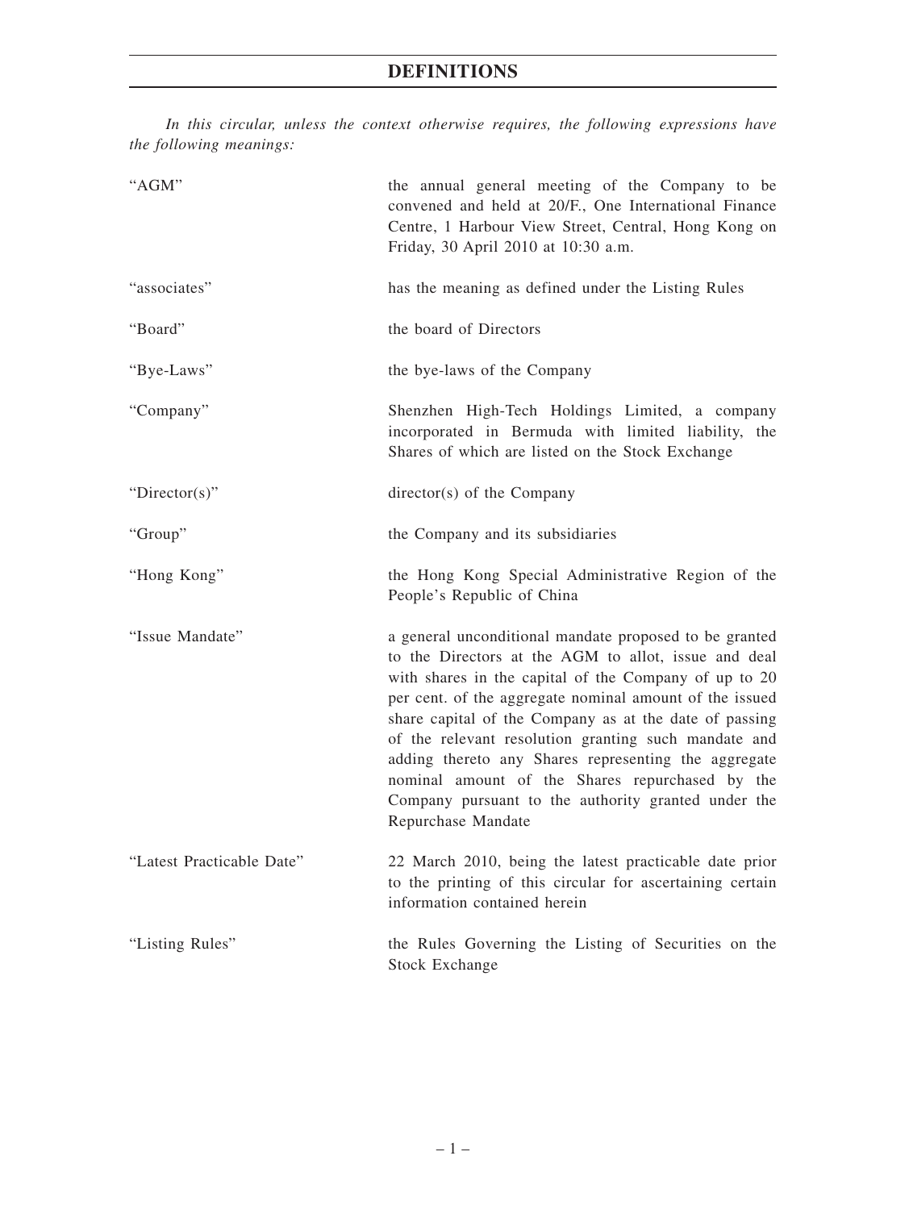# DEFINITIONS

*In this circular, unless the context otherwise requires, the following expressions have the following meanings:*

| | |
|---|---|
| "AGM" | the annual general meeting of the Company to be convened and held at 20/F., One International Finance Centre, 1 Harbour View Street, Central, Hong Kong on Friday, 30 April 2010 at 10:30 a.m. |
| "associates" | has the meaning as defined under the Listing Rules |
| "Board" | the board of Directors |
| "Bye-Laws" | the bye-laws of the Company |
| "Company" | Shenzhen High-Tech Holdings Limited, a company incorporated in Bermuda with limited liability, the Shares of which are listed on the Stock Exchange |
| "Director(s)" | director(s) of the Company |
| "Group" | the Company and its subsidiaries |
| "Hong Kong" | the Hong Kong Special Administrative Region of the People's Republic of China |
| "Issue Mandate" | a general unconditional mandate proposed to be granted to the Directors at the AGM to allot, issue and deal with shares in the capital of the Company of up to 20 per cent. of the aggregate nominal amount of the issued share capital of the Company as at the date of passing of the relevant resolution granting such mandate and adding thereto any Shares representing the aggregate nominal amount of the Shares repurchased by the Company pursuant to the authority granted under the Repurchase Mandate |
| "Latest Practicable Date" | 22 March 2010, being the latest practicable date prior to the printing of this circular for ascertaining certain information contained herein |
| "Listing Rules" | the Rules Governing the Listing of Securities on the Stock Exchange |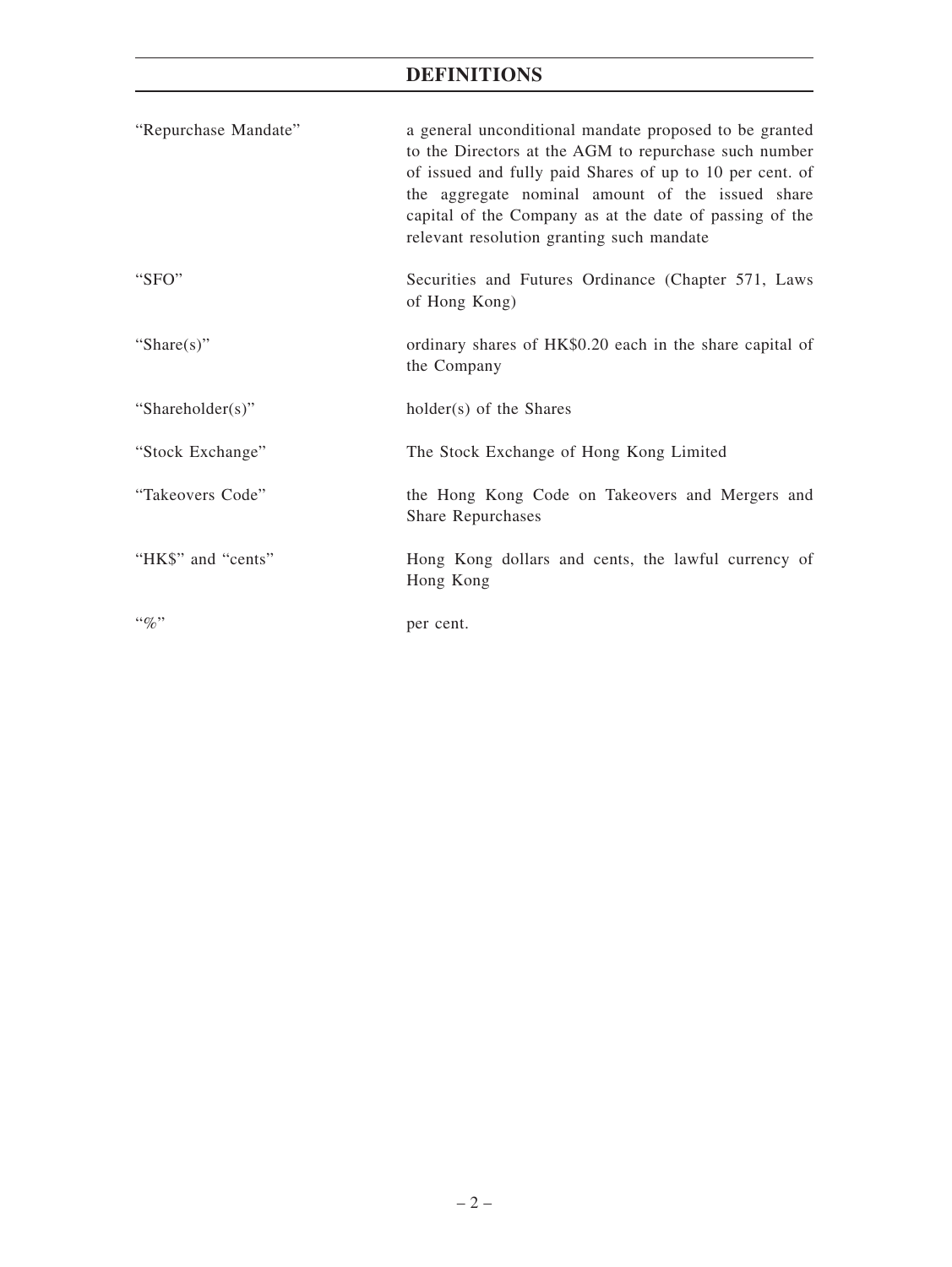# DEFINITIONS

| | |
|---|---|
| "Repurchase Mandate" | a general unconditional mandate proposed to be granted to the Directors at the AGM to repurchase such number of issued and fully paid Shares of up to 10 per cent. of the aggregate nominal amount of the issued share capital of the Company as at the date of passing of the relevant resolution granting such mandate |
| "SFO" | Securities and Futures Ordinance (Chapter 571, Laws of Hong Kong) |
| "Share(s)" | ordinary shares of HK$0.20 each in the share capital of the Company |
| "Shareholder(s)" | holder(s) of the Shares |
| "Stock Exchange" | The Stock Exchange of Hong Kong Limited |
| "Takeovers Code" | the Hong Kong Code on Takeovers and Mergers and Share Repurchases |
| "HK$" and "cents" | Hong Kong dollars and cents, the lawful currency of Hong Kong |
| "%" | per cent. |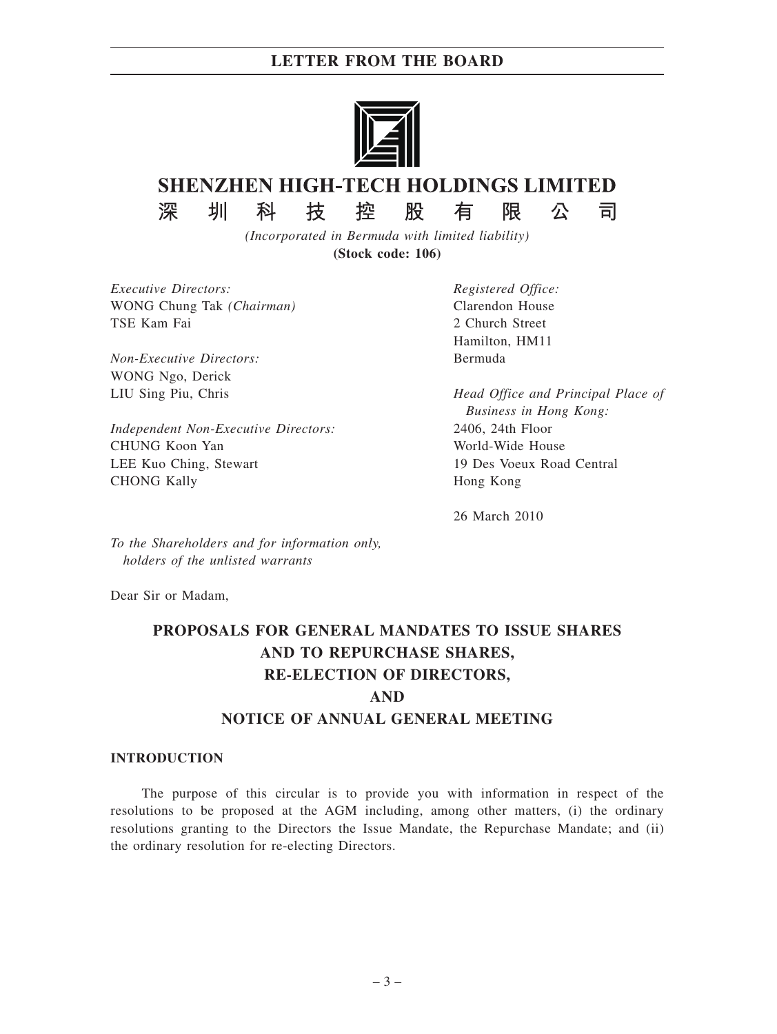# LETTER FROM THE BOARD

## SHENZHEN HIGH-TECH HOLDINGS LIMITED
## 深圳科技控股有限公司

*(Incorporated in Bermuda with limited liability)*
**(Stock code: 106)**

*Executive Directors:*
WONG Chung Tak *(Chairman)*
TSE Kam Fai

*Non-Executive Directors:*
WONG Ngo, Derick
LIU Sing Piu, Chris

*Independent Non-Executive Directors:*
CHUNG Koon Yan
LEE Kuo Ching, Stewart
CHONG Kally

*Registered Office:*
Clarendon House
2 Church Street
Hamilton, HM11
Bermuda

*Head Office and Principal Place of Business in Hong Kong:*
2406, 24th Floor
World-Wide House
19 Des Voeux Road Central
Hong Kong

26 March 2010

*To the Shareholders and for information only, holders of the unlisted warrants*

Dear Sir or Madam,

## PROPOSALS FOR GENERAL MANDATES TO ISSUE SHARES AND TO REPURCHASE SHARES, RE-ELECTION OF DIRECTORS, AND NOTICE OF ANNUAL GENERAL MEETING

### INTRODUCTION

The purpose of this circular is to provide you with information in respect of the resolutions to be proposed at the AGM including, among other matters, (i) the ordinary resolutions granting to the Directors the Issue Mandate, the Repurchase Mandate; and (ii) the ordinary resolution for re-electing Directors.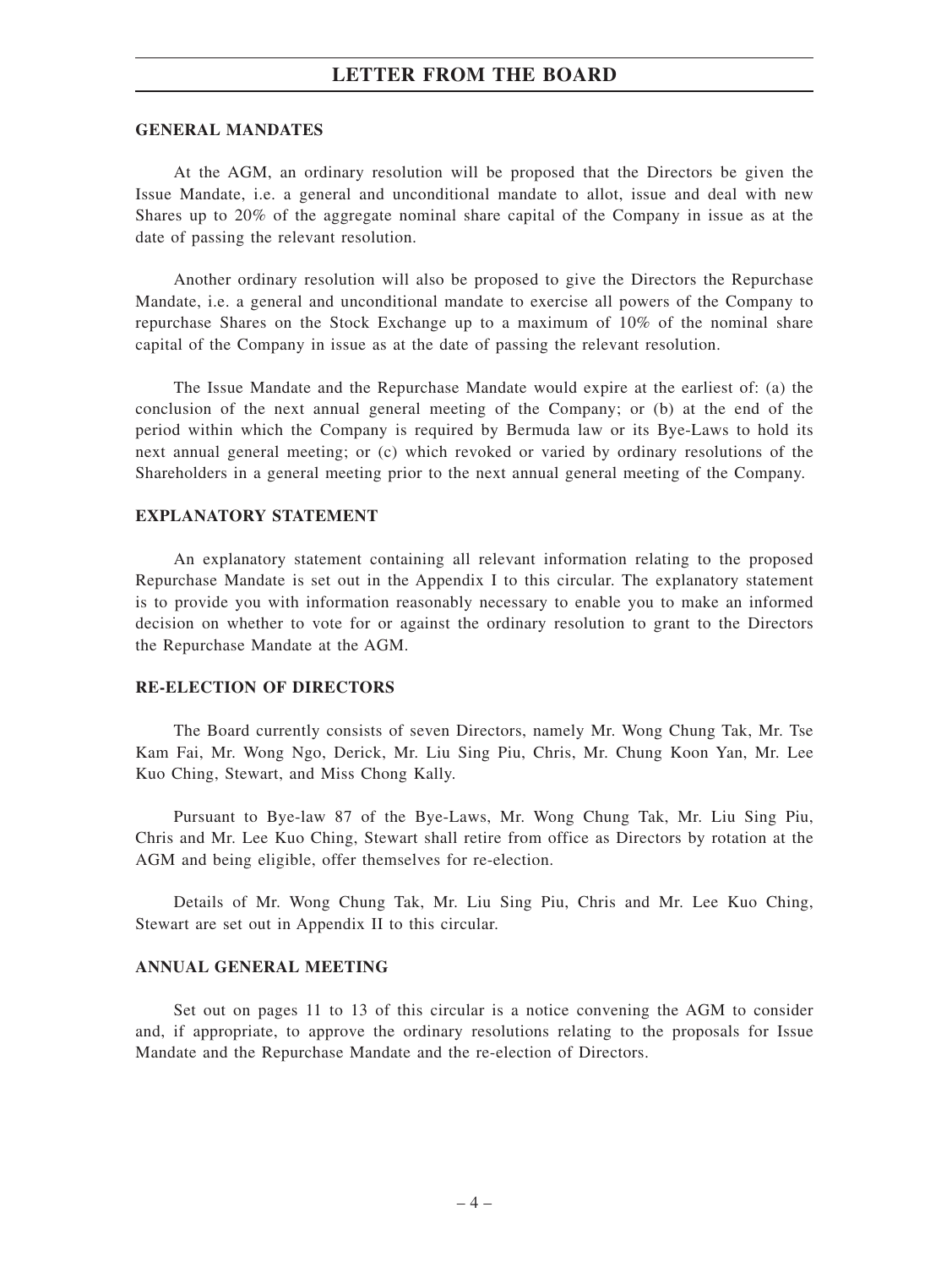## GENERAL MANDATES

At the AGM, an ordinary resolution will be proposed that the Directors be given the Issue Mandate, i.e. a general and unconditional mandate to allot, issue and deal with new Shares up to 20% of the aggregate nominal share capital of the Company in issue as at the date of passing the relevant resolution.

Another ordinary resolution will also be proposed to give the Directors the Repurchase Mandate, i.e. a general and unconditional mandate to exercise all powers of the Company to repurchase Shares on the Stock Exchange up to a maximum of 10% of the nominal share capital of the Company in issue as at the date of passing the relevant resolution.

The Issue Mandate and the Repurchase Mandate would expire at the earliest of: (a) the conclusion of the next annual general meeting of the Company; or (b) at the end of the period within which the Company is required by Bermuda law or its Bye-Laws to hold its next annual general meeting; or (c) which revoked or varied by ordinary resolutions of the Shareholders in a general meeting prior to the next annual general meeting of the Company.

## EXPLANATORY STATEMENT

An explanatory statement containing all relevant information relating to the proposed Repurchase Mandate is set out in the Appendix I to this circular. The explanatory statement is to provide you with information reasonably necessary to enable you to make an informed decision on whether to vote for or against the ordinary resolution to grant to the Directors the Repurchase Mandate at the AGM.

## RE-ELECTION OF DIRECTORS

The Board currently consists of seven Directors, namely Mr. Wong Chung Tak, Mr. Tse Kam Fai, Mr. Wong Ngo, Derick, Mr. Liu Sing Piu, Chris, Mr. Chung Koon Yan, Mr. Lee Kuo Ching, Stewart, and Miss Chong Kally.

Pursuant to Bye-law 87 of the Bye-Laws, Mr. Wong Chung Tak, Mr. Liu Sing Piu, Chris and Mr. Lee Kuo Ching, Stewart shall retire from office as Directors by rotation at the AGM and being eligible, offer themselves for re-election.

Details of Mr. Wong Chung Tak, Mr. Liu Sing Piu, Chris and Mr. Lee Kuo Ching, Stewart are set out in Appendix II to this circular.

## ANNUAL GENERAL MEETING

Set out on pages 11 to 13 of this circular is a notice convening the AGM to consider and, if appropriate, to approve the ordinary resolutions relating to the proposals for Issue Mandate and the Repurchase Mandate and the re-election of Directors.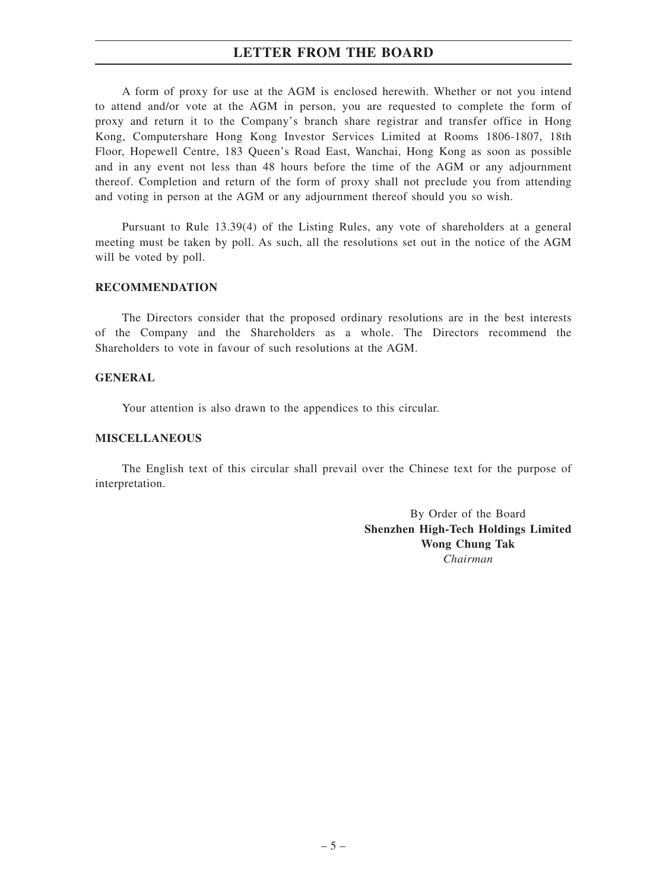# LETTER FROM THE BOARD

A form of proxy for use at the AGM is enclosed herewith. Whether or not you intend to attend and/or vote at the AGM in person, you are requested to complete the form of proxy and return it to the Company's branch share registrar and transfer office in Hong Kong, Computershare Hong Kong Investor Services Limited at Rooms 1806-1807, 18th Floor, Hopewell Centre, 183 Queen's Road East, Wanchai, Hong Kong as soon as possible and in any event not less than 48 hours before the time of the AGM or any adjournment thereof. Completion and return of the form of proxy shall not preclude you from attending and voting in person at the AGM or any adjournment thereof should you so wish.

Pursuant to Rule 13.39(4) of the Listing Rules, any vote of shareholders at a general meeting must be taken by poll. As such, all the resolutions set out in the notice of the AGM will be voted by poll.

## RECOMMENDATION

The Directors consider that the proposed ordinary resolutions are in the best interests of the Company and the Shareholders as a whole. The Directors recommend the Shareholders to vote in favour of such resolutions at the AGM.

## GENERAL

Your attention is also drawn to the appendices to this circular.

## MISCELLANEOUS

The English text of this circular shall prevail over the Chinese text for the purpose of interpretation.

By Order of the Board
**Shenzhen High-Tech Holdings Limited**
**Wong Chung Tak**
*Chairman*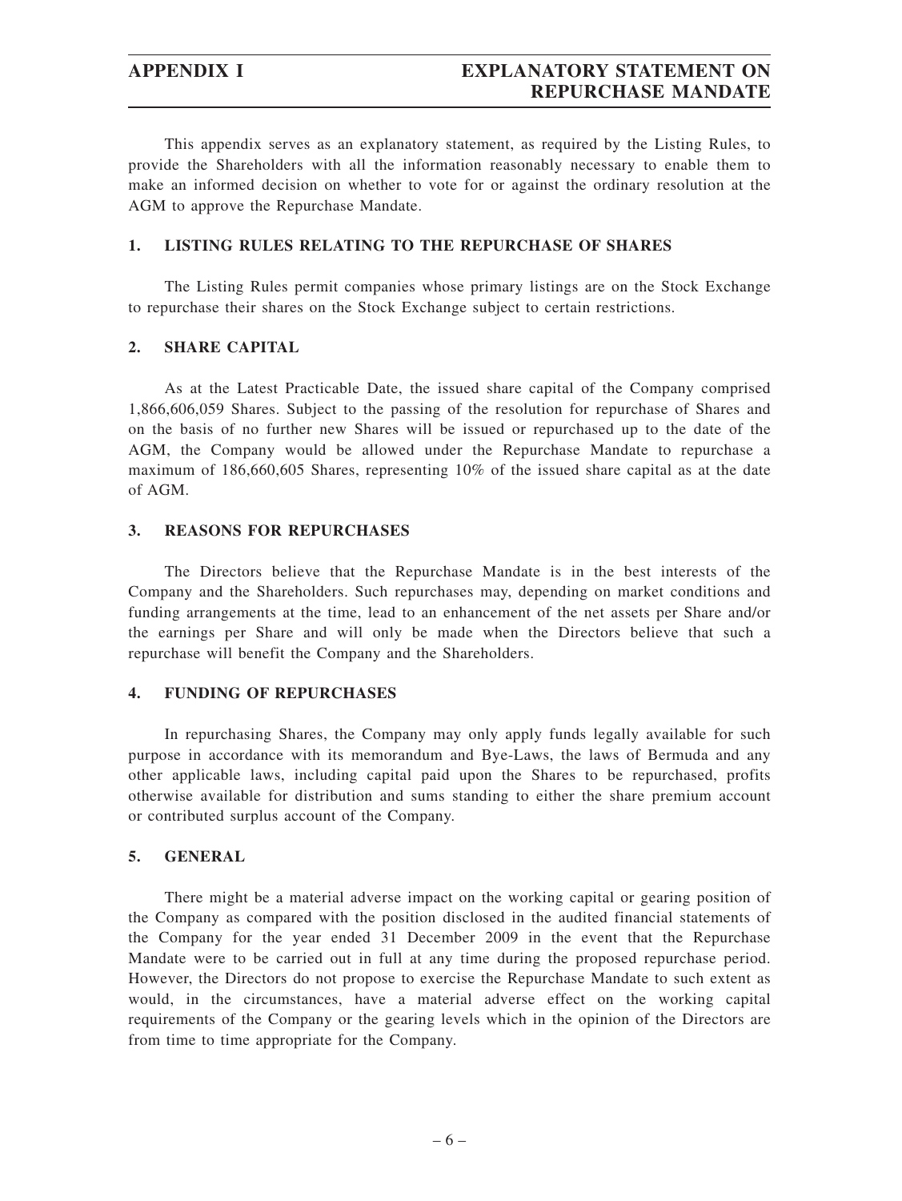# APPENDIX I — EXPLANATORY STATEMENT ON REPURCHASE MANDATE

This appendix serves as an explanatory statement, as required by the Listing Rules, to provide the Shareholders with all the information reasonably necessary to enable them to make an informed decision on whether to vote for or against the ordinary resolution at the AGM to approve the Repurchase Mandate.

## 1. LISTING RULES RELATING TO THE REPURCHASE OF SHARES

The Listing Rules permit companies whose primary listings are on the Stock Exchange to repurchase their shares on the Stock Exchange subject to certain restrictions.

## 2. SHARE CAPITAL

As at the Latest Practicable Date, the issued share capital of the Company comprised 1,866,606,059 Shares. Subject to the passing of the resolution for repurchase of Shares and on the basis of no further new Shares will be issued or repurchased up to the date of the AGM, the Company would be allowed under the Repurchase Mandate to repurchase a maximum of 186,660,605 Shares, representing 10% of the issued share capital as at the date of AGM.

## 3. REASONS FOR REPURCHASES

The Directors believe that the Repurchase Mandate is in the best interests of the Company and the Shareholders. Such repurchases may, depending on market conditions and funding arrangements at the time, lead to an enhancement of the net assets per Share and/or the earnings per Share and will only be made when the Directors believe that such a repurchase will benefit the Company and the Shareholders.

## 4. FUNDING OF REPURCHASES

In repurchasing Shares, the Company may only apply funds legally available for such purpose in accordance with its memorandum and Bye-Laws, the laws of Bermuda and any other applicable laws, including capital paid upon the Shares to be repurchased, profits otherwise available for distribution and sums standing to either the share premium account or contributed surplus account of the Company.

## 5. GENERAL

There might be a material adverse impact on the working capital or gearing position of the Company as compared with the position disclosed in the audited financial statements of the Company for the year ended 31 December 2009 in the event that the Repurchase Mandate were to be carried out in full at any time during the proposed repurchase period. However, the Directors do not propose to exercise the Repurchase Mandate to such extent as would, in the circumstances, have a material adverse effect on the working capital requirements of the Company or the gearing levels which in the opinion of the Directors are from time to time appropriate for the Company.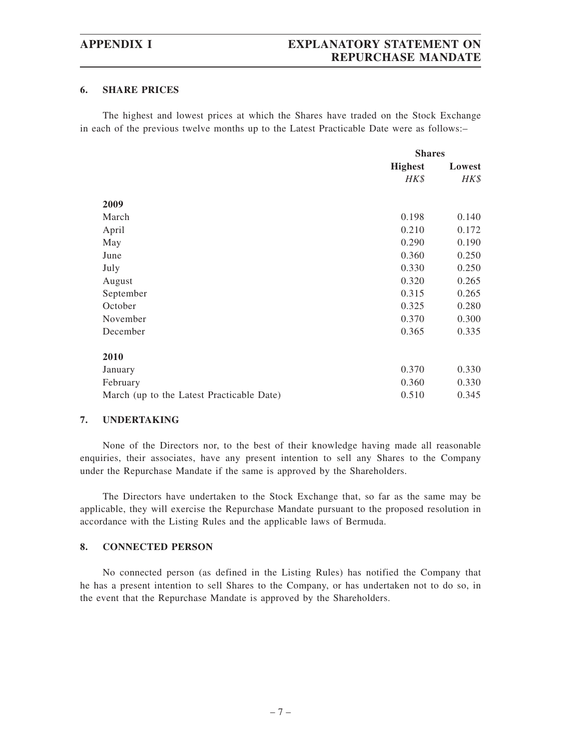## 6. SHARE PRICES

The highest and lowest prices at which the Shares have traded on the Stock Exchange in each of the previous twelve months up to the Latest Practicable Date were as follows:–

| | Shares | |
|---|---|---|
| | **Highest** | **Lowest** |
| | *HK$* | *HK$* |
| **2009** | | |
| March | 0.198 | 0.140 |
| April | 0.210 | 0.172 |
| May | 0.290 | 0.190 |
| June | 0.360 | 0.250 |
| July | 0.330 | 0.250 |
| August | 0.320 | 0.265 |
| September | 0.315 | 0.265 |
| October | 0.325 | 0.280 |
| November | 0.370 | 0.300 |
| December | 0.365 | 0.335 |
| **2010** | | |
| January | 0.370 | 0.330 |
| February | 0.360 | 0.330 |
| March (up to the Latest Practicable Date) | 0.510 | 0.345 |

## 7. UNDERTAKING

None of the Directors nor, to the best of their knowledge having made all reasonable enquiries, their associates, have any present intention to sell any Shares to the Company under the Repurchase Mandate if the same is approved by the Shareholders.

The Directors have undertaken to the Stock Exchange that, so far as the same may be applicable, they will exercise the Repurchase Mandate pursuant to the proposed resolution in accordance with the Listing Rules and the applicable laws of Bermuda.

## 8. CONNECTED PERSON

No connected person (as defined in the Listing Rules) has notified the Company that he has a present intention to sell Shares to the Company, or has undertaken not to do so, in the event that the Repurchase Mandate is approved by the Shareholders.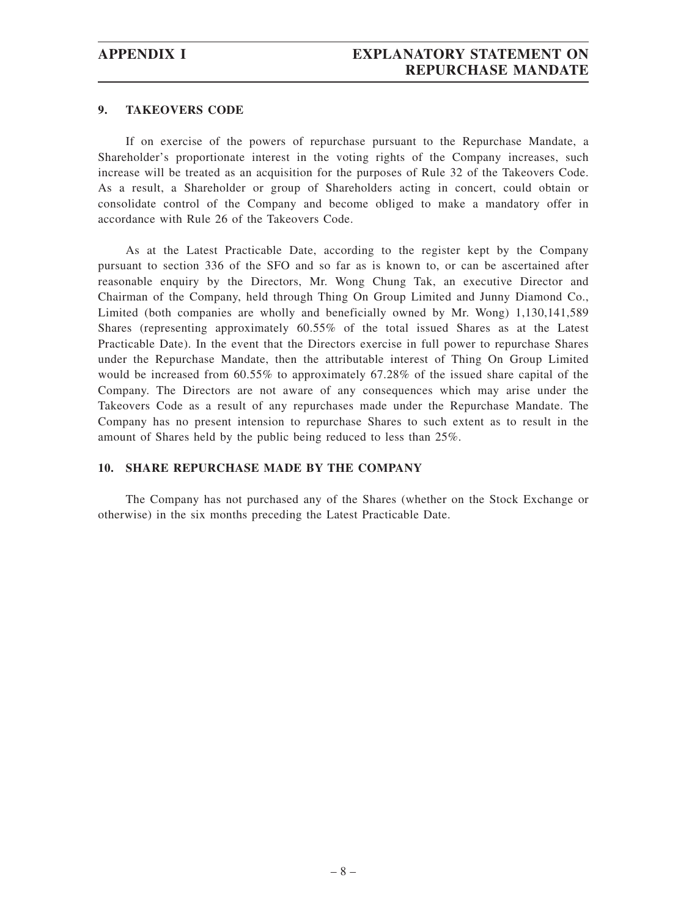## 9. TAKEOVERS CODE

If on exercise of the powers of repurchase pursuant to the Repurchase Mandate, a Shareholder's proportionate interest in the voting rights of the Company increases, such increase will be treated as an acquisition for the purposes of Rule 32 of the Takeovers Code. As a result, a Shareholder or group of Shareholders acting in concert, could obtain or consolidate control of the Company and become obliged to make a mandatory offer in accordance with Rule 26 of the Takeovers Code.

As at the Latest Practicable Date, according to the register kept by the Company pursuant to section 336 of the SFO and so far as is known to, or can be ascertained after reasonable enquiry by the Directors, Mr. Wong Chung Tak, an executive Director and Chairman of the Company, held through Thing On Group Limited and Junny Diamond Co., Limited (both companies are wholly and beneficially owned by Mr. Wong) 1,130,141,589 Shares (representing approximately 60.55% of the total issued Shares as at the Latest Practicable Date). In the event that the Directors exercise in full power to repurchase Shares under the Repurchase Mandate, then the attributable interest of Thing On Group Limited would be increased from 60.55% to approximately 67.28% of the issued share capital of the Company. The Directors are not aware of any consequences which may arise under the Takeovers Code as a result of any repurchases made under the Repurchase Mandate. The Company has no present intension to repurchase Shares to such extent as to result in the amount of Shares held by the public being reduced to less than 25%.

## 10. SHARE REPURCHASE MADE BY THE COMPANY

The Company has not purchased any of the Shares (whether on the Stock Exchange or otherwise) in the six months preceding the Latest Practicable Date.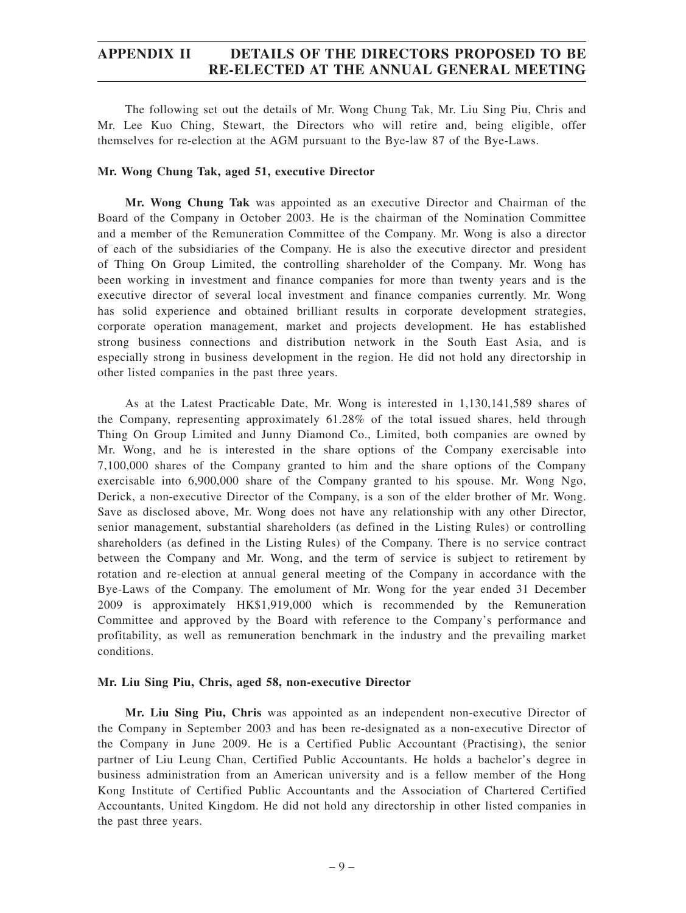# APPENDIX II DETAILS OF THE DIRECTORS PROPOSED TO BE RE-ELECTED AT THE ANNUAL GENERAL MEETING

The following set out the details of Mr. Wong Chung Tak, Mr. Liu Sing Piu, Chris and Mr. Lee Kuo Ching, Stewart, the Directors who will retire and, being eligible, offer themselves for re-election at the AGM pursuant to the Bye-law 87 of the Bye-Laws.

**Mr. Wong Chung Tak, aged 51, executive Director**

**Mr. Wong Chung Tak** was appointed as an executive Director and Chairman of the Board of the Company in October 2003. He is the chairman of the Nomination Committee and a member of the Remuneration Committee of the Company. Mr. Wong is also a director of each of the subsidiaries of the Company. He is also the executive director and president of Thing On Group Limited, the controlling shareholder of the Company. Mr. Wong has been working in investment and finance companies for more than twenty years and is the executive director of several local investment and finance companies currently. Mr. Wong has solid experience and obtained brilliant results in corporate development strategies, corporate operation management, market and projects development. He has established strong business connections and distribution network in the South East Asia, and is especially strong in business development in the region. He did not hold any directorship in other listed companies in the past three years.

As at the Latest Practicable Date, Mr. Wong is interested in 1,130,141,589 shares of the Company, representing approximately 61.28% of the total issued shares, held through Thing On Group Limited and Junny Diamond Co., Limited, both companies are owned by Mr. Wong, and he is interested in the share options of the Company exercisable into 7,100,000 shares of the Company granted to him and the share options of the Company exercisable into 6,900,000 share of the Company granted to his spouse. Mr. Wong Ngo, Derick, a non-executive Director of the Company, is a son of the elder brother of Mr. Wong. Save as disclosed above, Mr. Wong does not have any relationship with any other Director, senior management, substantial shareholders (as defined in the Listing Rules) or controlling shareholders (as defined in the Listing Rules) of the Company. There is no service contract between the Company and Mr. Wong, and the term of service is subject to retirement by rotation and re-election at annual general meeting of the Company in accordance with the Bye-Laws of the Company. The emolument of Mr. Wong for the year ended 31 December 2009 is approximately HK$1,919,000 which is recommended by the Remuneration Committee and approved by the Board with reference to the Company's performance and profitability, as well as remuneration benchmark in the industry and the prevailing market conditions.

**Mr. Liu Sing Piu, Chris, aged 58, non-executive Director**

**Mr. Liu Sing Piu, Chris** was appointed as an independent non-executive Director of the Company in September 2003 and has been re-designated as a non-executive Director of the Company in June 2009. He is a Certified Public Accountant (Practising), the senior partner of Liu Leung Chan, Certified Public Accountants. He holds a bachelor's degree in business administration from an American university and is a fellow member of the Hong Kong Institute of Certified Public Accountants and the Association of Chartered Certified Accountants, United Kingdom. He did not hold any directorship in other listed companies in the past three years.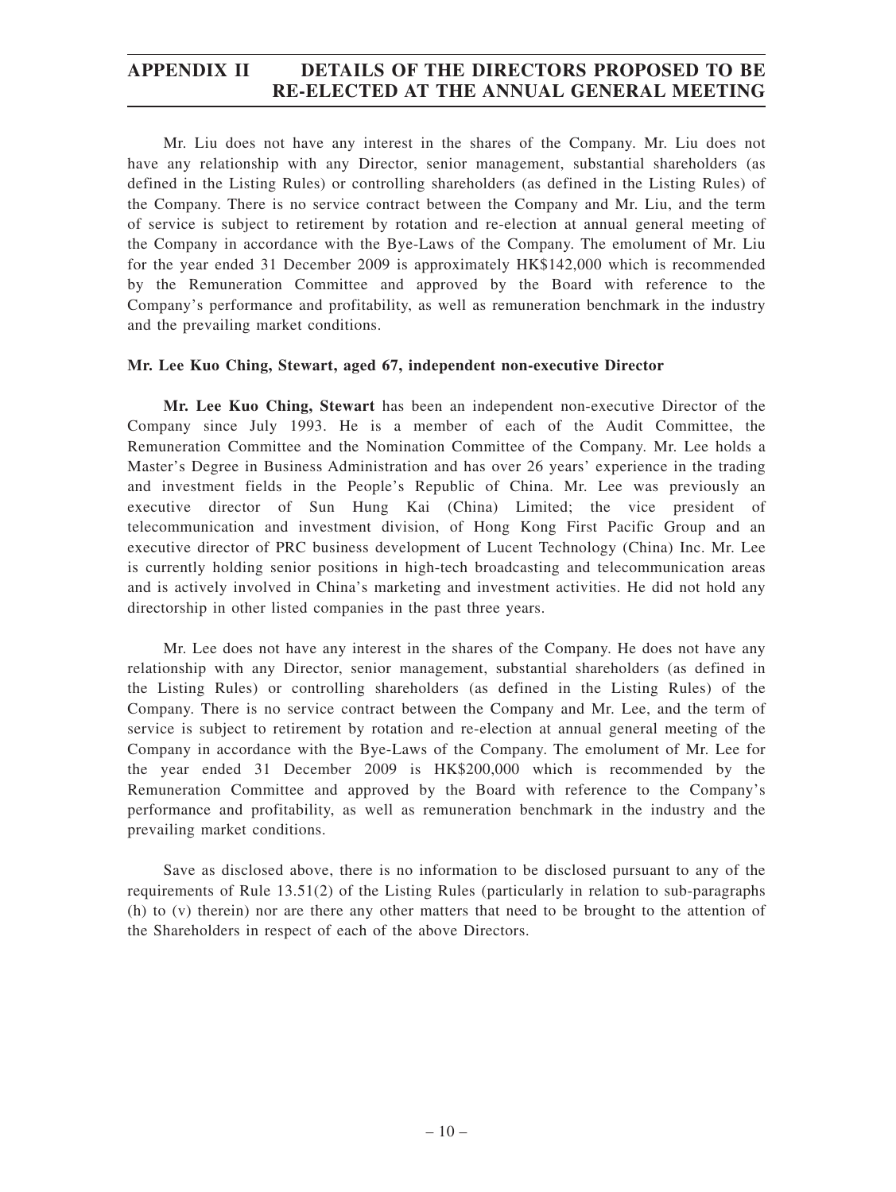Mr. Liu does not have any interest in the shares of the Company. Mr. Liu does not have any relationship with any Director, senior management, substantial shareholders (as defined in the Listing Rules) or controlling shareholders (as defined in the Listing Rules) of the Company. There is no service contract between the Company and Mr. Liu, and the term of service is subject to retirement by rotation and re-election at annual general meeting of the Company in accordance with the Bye-Laws of the Company. The emolument of Mr. Liu for the year ended 31 December 2009 is approximately HK$142,000 which is recommended by the Remuneration Committee and approved by the Board with reference to the Company's performance and profitability, as well as remuneration benchmark in the industry and the prevailing market conditions.

**Mr. Lee Kuo Ching, Stewart, aged 67, independent non-executive Director**

**Mr. Lee Kuo Ching, Stewart** has been an independent non-executive Director of the Company since July 1993. He is a member of each of the Audit Committee, the Remuneration Committee and the Nomination Committee of the Company. Mr. Lee holds a Master's Degree in Business Administration and has over 26 years' experience in the trading and investment fields in the People's Republic of China. Mr. Lee was previously an executive director of Sun Hung Kai (China) Limited; the vice president of telecommunication and investment division, of Hong Kong First Pacific Group and an executive director of PRC business development of Lucent Technology (China) Inc. Mr. Lee is currently holding senior positions in high-tech broadcasting and telecommunication areas and is actively involved in China's marketing and investment activities. He did not hold any directorship in other listed companies in the past three years.

Mr. Lee does not have any interest in the shares of the Company. He does not have any relationship with any Director, senior management, substantial shareholders (as defined in the Listing Rules) or controlling shareholders (as defined in the Listing Rules) of the Company. There is no service contract between the Company and Mr. Lee, and the term of service is subject to retirement by rotation and re-election at annual general meeting of the Company in accordance with the Bye-Laws of the Company. The emolument of Mr. Lee for the year ended 31 December 2009 is HK$200,000 which is recommended by the Remuneration Committee and approved by the Board with reference to the Company's performance and profitability, as well as remuneration benchmark in the industry and the prevailing market conditions.

Save as disclosed above, there is no information to be disclosed pursuant to any of the requirements of Rule 13.51(2) of the Listing Rules (particularly in relation to sub-paragraphs (h) to (v) therein) nor are there any other matters that need to be brought to the attention of the Shareholders in respect of each of the above Directors.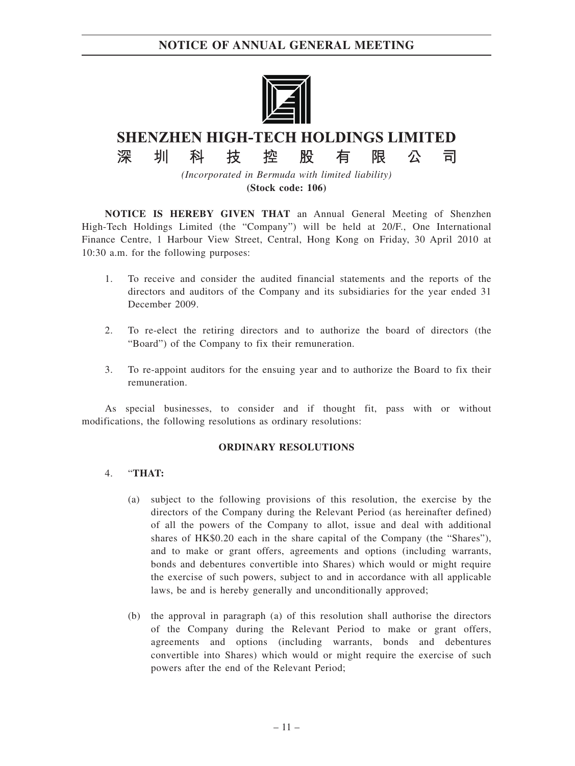# NOTICE OF ANNUAL GENERAL MEETING

## SHENZHEN HIGH-TECH HOLDINGS LIMITED

## 深圳科技控股有限公司

*(Incorporated in Bermuda with limited liability)*

**(Stock code: 106)**

**NOTICE IS HEREBY GIVEN THAT** an Annual General Meeting of Shenzhen High-Tech Holdings Limited (the "Company") will be held at 20/F., One International Finance Centre, 1 Harbour View Street, Central, Hong Kong on Friday, 30 April 2010 at 10:30 a.m. for the following purposes:

1. To receive and consider the audited financial statements and the reports of the directors and auditors of the Company and its subsidiaries for the year ended 31 December 2009.

2. To re-elect the retiring directors and to authorize the board of directors (the "Board") of the Company to fix their remuneration.

3. To re-appoint auditors for the ensuing year and to authorize the Board to fix their remuneration.

As special businesses, to consider and if thought fit, pass with or without modifications, the following resolutions as ordinary resolutions:

**ORDINARY RESOLUTIONS**

4. "**THAT:**

   (a) subject to the following provisions of this resolution, the exercise by the directors of the Company during the Relevant Period (as hereinafter defined) of all the powers of the Company to allot, issue and deal with additional shares of HK$0.20 each in the share capital of the Company (the "Shares"), and to make or grant offers, agreements and options (including warrants, bonds and debentures convertible into Shares) which would or might require the exercise of such powers, subject to and in accordance with all applicable laws, be and is hereby generally and unconditionally approved;

   (b) the approval in paragraph (a) of this resolution shall authorise the directors of the Company during the Relevant Period to make or grant offers, agreements and options (including warrants, bonds and debentures convertible into Shares) which would or might require the exercise of such powers after the end of the Relevant Period;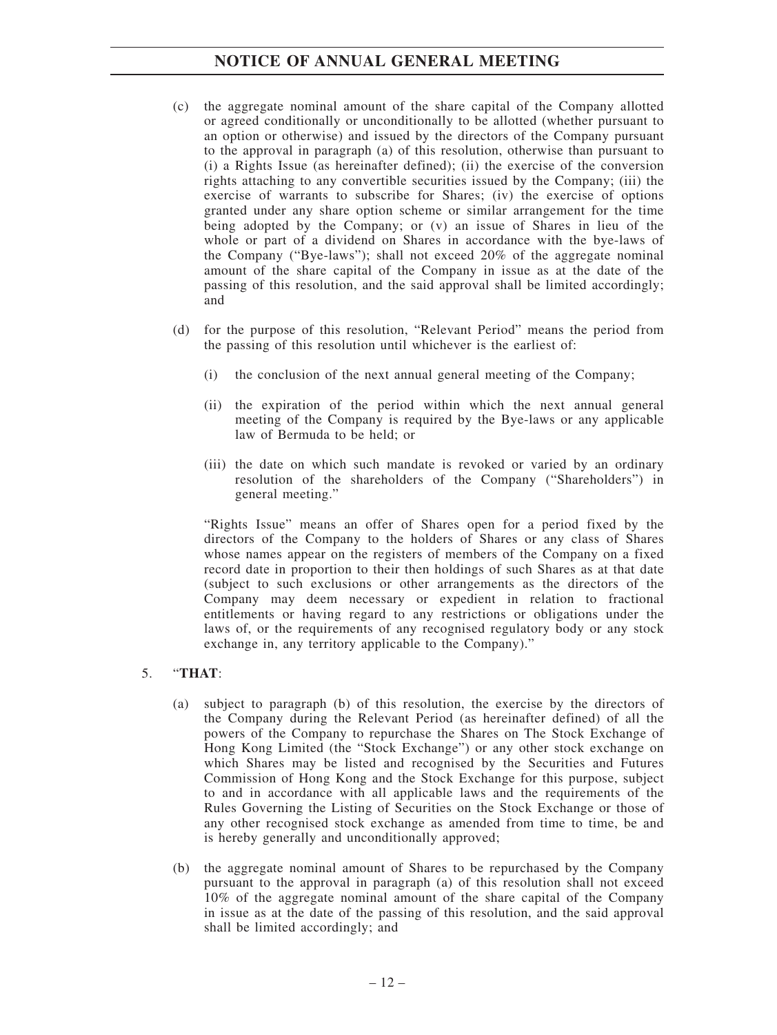(c) the aggregate nominal amount of the share capital of the Company allotted or agreed conditionally or unconditionally to be allotted (whether pursuant to an option or otherwise) and issued by the directors of the Company pursuant to the approval in paragraph (a) of this resolution, otherwise than pursuant to (i) a Rights Issue (as hereinafter defined); (ii) the exercise of the conversion rights attaching to any convertible securities issued by the Company; (iii) the exercise of warrants to subscribe for Shares; (iv) the exercise of options granted under any share option scheme or similar arrangement for the time being adopted by the Company; or (v) an issue of Shares in lieu of the whole or part of a dividend on Shares in accordance with the bye-laws of the Company ("Bye-laws"); shall not exceed 20% of the aggregate nominal amount of the share capital of the Company in issue as at the date of the passing of this resolution, and the said approval shall be limited accordingly; and

(d) for the purpose of this resolution, "Relevant Period" means the period from the passing of this resolution until whichever is the earliest of:

   (i) the conclusion of the next annual general meeting of the Company;

   (ii) the expiration of the period within which the next annual general meeting of the Company is required by the Bye-laws or any applicable law of Bermuda to be held; or

   (iii) the date on which such mandate is revoked or varied by an ordinary resolution of the shareholders of the Company ("Shareholders") in general meeting."

"Rights Issue" means an offer of Shares open for a period fixed by the directors of the Company to the holders of Shares or any class of Shares whose names appear on the registers of members of the Company on a fixed record date in proportion to their then holdings of such Shares as at that date (subject to such exclusions or other arrangements as the directors of the Company may deem necessary or expedient in relation to fractional entitlements or having regard to any restrictions or obligations under the laws of, or the requirements of any recognised regulatory body or any stock exchange in, any territory applicable to the Company)."

5. "**THAT**:

(a) subject to paragraph (b) of this resolution, the exercise by the directors of the Company during the Relevant Period (as hereinafter defined) of all the powers of the Company to repurchase the Shares on The Stock Exchange of Hong Kong Limited (the "Stock Exchange") or any other stock exchange on which Shares may be listed and recognised by the Securities and Futures Commission of Hong Kong and the Stock Exchange for this purpose, subject to and in accordance with all applicable laws and the requirements of the Rules Governing the Listing of Securities on the Stock Exchange or those of any other recognised stock exchange as amended from time to time, be and is hereby generally and unconditionally approved;

(b) the aggregate nominal amount of Shares to be repurchased by the Company pursuant to the approval in paragraph (a) of this resolution shall not exceed 10% of the aggregate nominal amount of the share capital of the Company in issue as at the date of the passing of this resolution, and the said approval shall be limited accordingly; and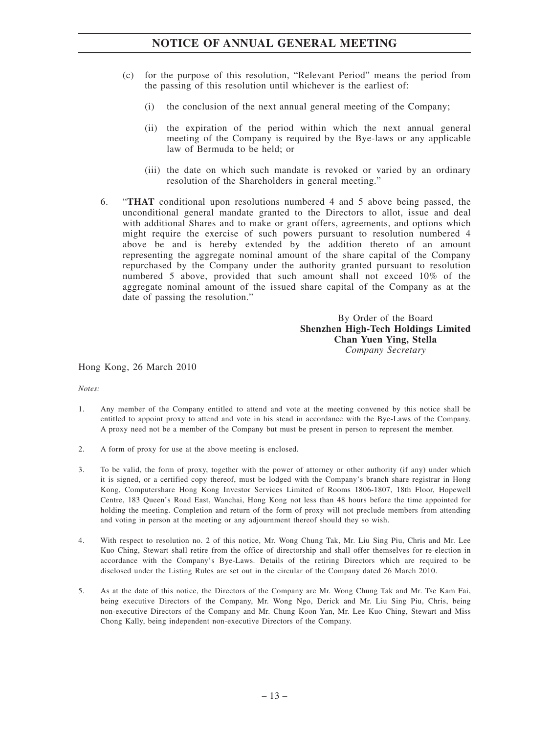(c) for the purpose of this resolution, "Relevant Period" means the period from the passing of this resolution until whichever is the earliest of:

   (i) the conclusion of the next annual general meeting of the Company;

   (ii) the expiration of the period within which the next annual general meeting of the Company is required by the Bye-laws or any applicable law of Bermuda to be held; or

   (iii) the date on which such mandate is revoked or varied by an ordinary resolution of the Shareholders in general meeting."

6. "**THAT** conditional upon resolutions numbered 4 and 5 above being passed, the unconditional general mandate granted to the Directors to allot, issue and deal with additional Shares and to make or grant offers, agreements, and options which might require the exercise of such powers pursuant to resolution numbered 4 above be and is hereby extended by the addition thereto of an amount representing the aggregate nominal amount of the share capital of the Company repurchased by the Company under the authority granted pursuant to resolution numbered 5 above, provided that such amount shall not exceed 10% of the aggregate nominal amount of the issued share capital of the Company as at the date of passing the resolution."

By Order of the Board
**Shenzhen High-Tech Holdings Limited**
**Chan Yuen Ying, Stella**
*Company Secretary*

Hong Kong, 26 March 2010

*Notes:*

1. Any member of the Company entitled to attend and vote at the meeting convened by this notice shall be entitled to appoint proxy to attend and vote in his stead in accordance with the Bye-Laws of the Company. A proxy need not be a member of the Company but must be present in person to represent the member.

2. A form of proxy for use at the above meeting is enclosed.

3. To be valid, the form of proxy, together with the power of attorney or other authority (if any) under which it is signed, or a certified copy thereof, must be lodged with the Company's branch share registrar in Hong Kong, Computershare Hong Kong Investor Services Limited of Rooms 1806-1807, 18th Floor, Hopewell Centre, 183 Queen's Road East, Wanchai, Hong Kong not less than 48 hours before the time appointed for holding the meeting. Completion and return of the form of proxy will not preclude members from attending and voting in person at the meeting or any adjournment thereof should they so wish.

4. With respect to resolution no. 2 of this notice, Mr. Wong Chung Tak, Mr. Liu Sing Piu, Chris and Mr. Lee Kuo Ching, Stewart shall retire from the office of directorship and shall offer themselves for re-election in accordance with the Company's Bye-Laws. Details of the retiring Directors which are required to be disclosed under the Listing Rules are set out in the circular of the Company dated 26 March 2010.

5. As at the date of this notice, the Directors of the Company are Mr. Wong Chung Tak and Mr. Tse Kam Fai, being executive Directors of the Company, Mr. Wong Ngo, Derick and Mr. Liu Sing Piu, Chris, being non-executive Directors of the Company and Mr. Chung Koon Yan, Mr. Lee Kuo Ching, Stewart and Miss Chong Kally, being independent non-executive Directors of the Company.